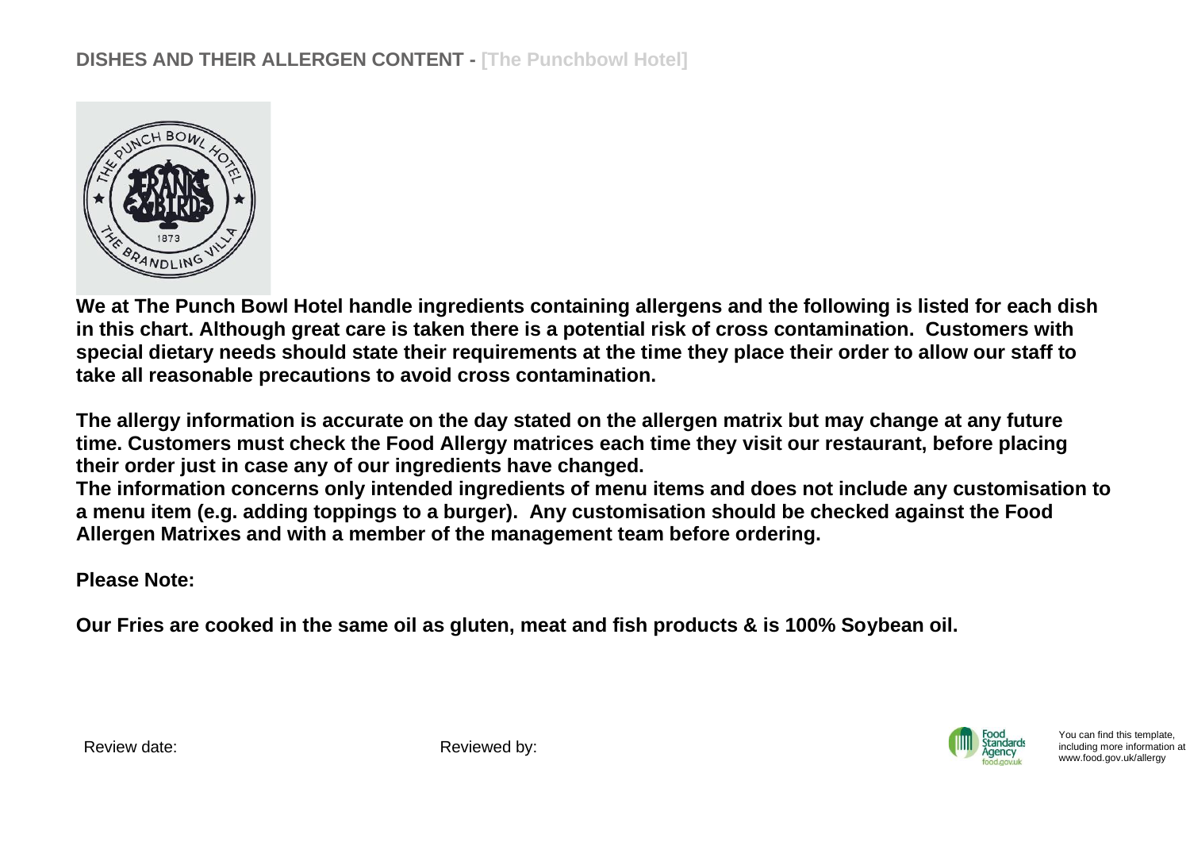# DISHES AND THEIR ALLERGEN CONTENT - [The Punchbowl Hotel]

**We at The Punch Bowl Hotel handle ingredients containing allergens and the following is listed for each dish in this chart. Although great care is taken there is a potential risk of cross contamination. Customers with special dietary needs should state their requirements at the time they place their order to allow our staff to take all reasonable precautions to avoid cross contamination.**

**The allergy information is accurate on the day stated on the allergen matrix but may change at any future time. Customers must check the Food Allergy matrices each time they visit our restaurant, before placing their order just in case any of our ingredients have changed.**
**The information concerns only intended ingredients of menu items and does not include any customisation to a menu item (e.g. adding toppings to a burger). Any customisation should be checked against the Food Allergen Matrixes and with a member of the management team before ordering.**

**Please Note:**

**Our Fries are cooked in the same oil as gluten, meat and fish products & is 100% Soybean oil.**

Review date: Reviewed by:

You can find this template, including more information at www.food.gov.uk/allergy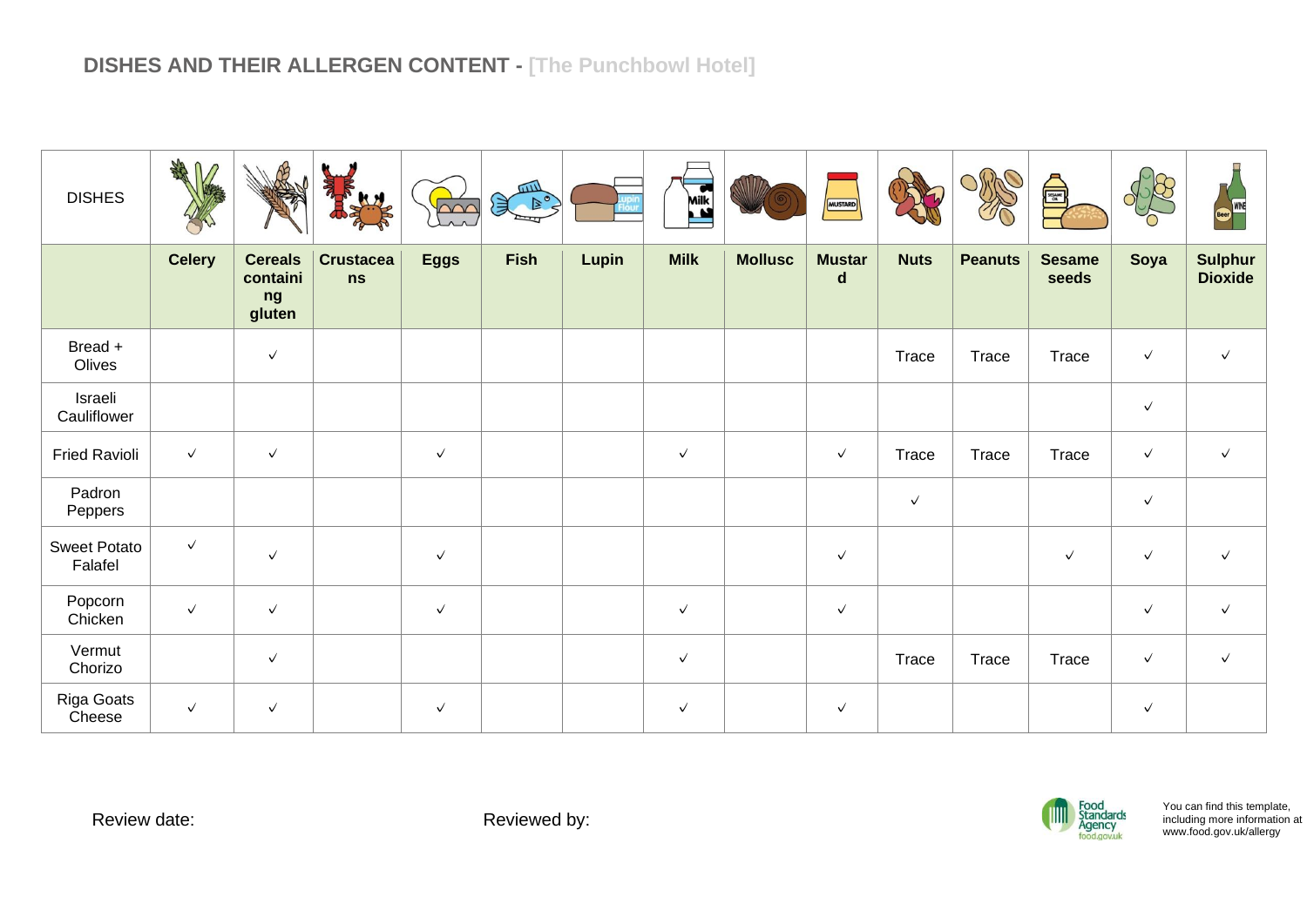## DISHES AND THEIR ALLERGEN CONTENT - [The Punchbowl Hotel]

| DISHES | Celery | Cereals containing gluten | Crustaceans | Eggs | Fish | Lupin | Milk | Mollusc | Mustard | Nuts | Peanuts | Sesame seeds | Soya | Sulphur Dioxide |
|---|---|---|---|---|---|---|---|---|---|---|---|---|---|---|
| Bread + Olives | | ✓ | | | | | | | | Trace | Trace | Trace | ✓ | ✓ |
| Israeli Cauliflower | | | | | | | | | | | | | ✓ | |
| Fried Ravioli | ✓ | ✓ | | ✓ | | | ✓ | | ✓ | Trace | Trace | Trace | ✓ | ✓ |
| Padron Peppers | | | | | | | | | | ✓ | | | ✓ | |
| Sweet Potato Falafel | ✓ | ✓ | | ✓ | | | | | ✓ | | | ✓ | ✓ | ✓ |
| Popcorn Chicken | ✓ | ✓ | | ✓ | | | ✓ | | ✓ | | | | ✓ | ✓ |
| Vermut Chorizo | | ✓ | | | | | ✓ | | | Trace | Trace | Trace | ✓ | ✓ |
| Riga Goats Cheese | ✓ | ✓ | | ✓ | | | ✓ | | ✓ | | | | ✓ | |

Review date:

Reviewed by:

Food Standards Agency food.gov.uk

You can find this template, including more information at www.food.gov.uk/allergy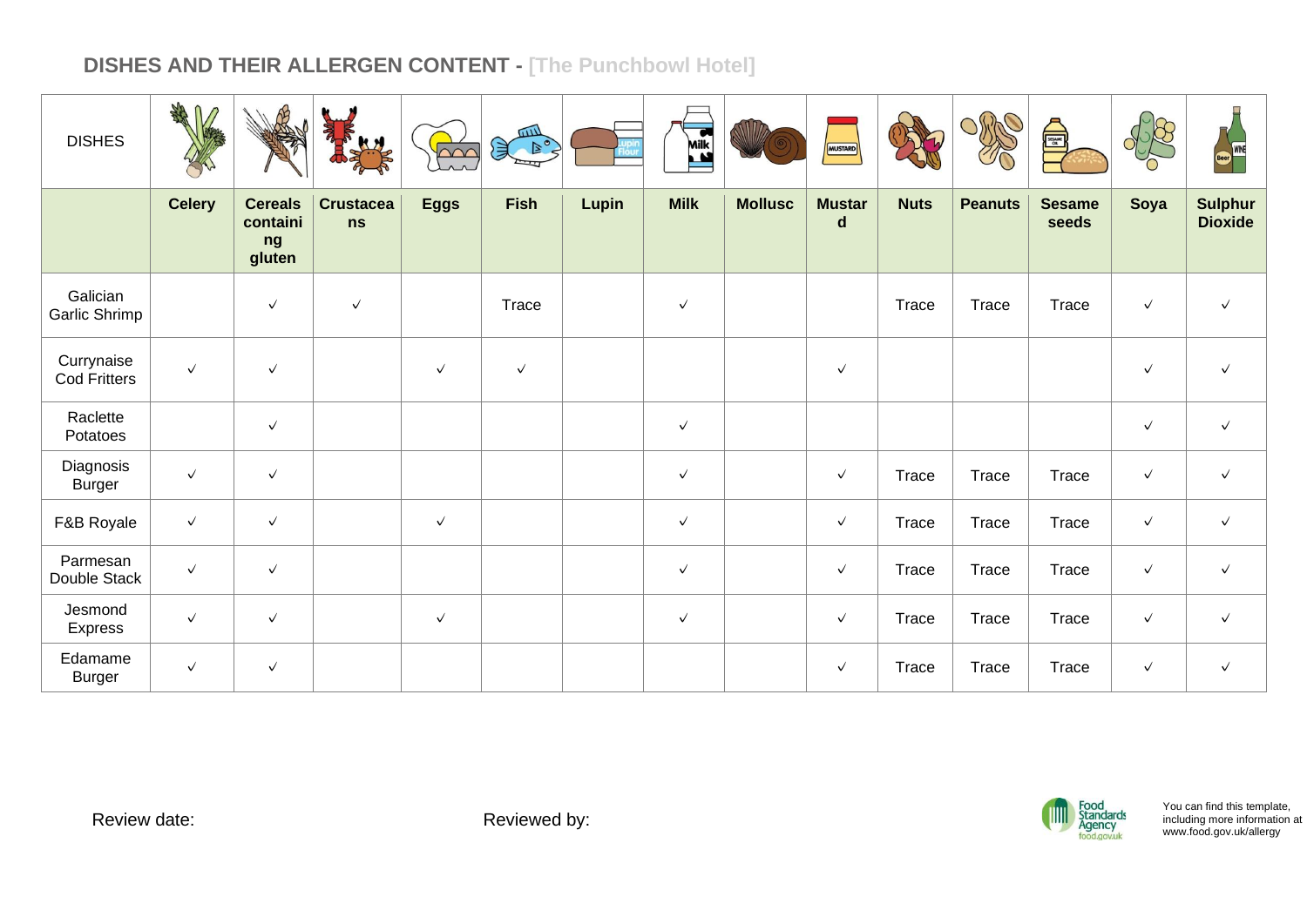## DISHES AND THEIR ALLERGEN CONTENT - [The Punchbowl Hotel]

| DISHES | Celery | Cereals containing gluten | Crustaceans | Eggs | Fish | Lupin | Milk | Mollusc | Mustard | Nuts | Peanuts | Sesame seeds | Soya | Sulphur Dioxide |
|---|---|---|---|---|---|---|---|---|---|---|---|---|---|---|
| Galician Garlic Shrimp | | ✓ | ✓ | | Trace | | ✓ | | | Trace | Trace | Trace | ✓ | ✓ |
| Currynaise Cod Fritters | ✓ | ✓ | | ✓ | ✓ | | | | ✓ | | | | ✓ | ✓ |
| Raclette Potatoes | | ✓ | | | | | ✓ | | | | | | ✓ | ✓ |
| Diagnosis Burger | ✓ | ✓ | | | | | ✓ | | ✓ | Trace | Trace | Trace | ✓ | ✓ |
| F&B Royale | ✓ | ✓ | | ✓ | | | ✓ | | ✓ | Trace | Trace | Trace | ✓ | ✓ |
| Parmesan Double Stack | ✓ | ✓ | | | | | ✓ | | ✓ | Trace | Trace | Trace | ✓ | ✓ |
| Jesmond Express | ✓ | ✓ | | ✓ | | | ✓ | | ✓ | Trace | Trace | Trace | ✓ | ✓ |
| Edamame Burger | ✓ | ✓ | | | | | | | ✓ | Trace | Trace | Trace | ✓ | ✓ |

Review date:

Reviewed by:

You can find this template, including more information at www.food.gov.uk/allergy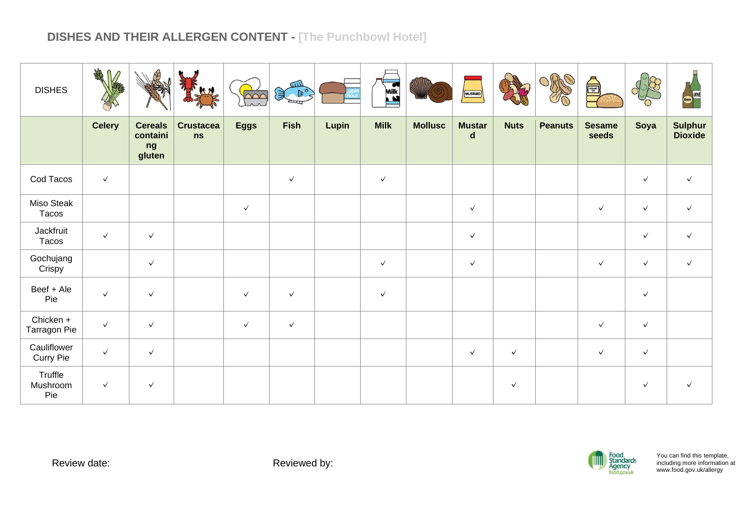## DISHES AND THEIR ALLERGEN CONTENT - [The Punchbowl Hotel]

| DISHES | Celery | Cereals containing gluten | Crustaceans | Eggs | Fish | Lupin | Milk | Mollusc | Mustard | Nuts | Peanuts | Sesame seeds | Soya | Sulphur Dioxide |
|---|---|---|---|---|---|---|---|---|---|---|---|---|---|---|
| Cod Tacos | ✓ | | | | ✓ | | ✓ | | | | | | ✓ | ✓ |
| Miso Steak Tacos | | | | ✓ | | | | | ✓ | | | ✓ | ✓ | ✓ |
| Jackfruit Tacos | ✓ | ✓ | | | | | | | ✓ | | | | ✓ | ✓ |
| Gochujang Crispy | | ✓ | | | | | ✓ | | ✓ | | | ✓ | ✓ | ✓ |
| Beef + Ale Pie | ✓ | ✓ | | ✓ | ✓ | | ✓ | | | | | | ✓ | |
| Chicken + Tarragon Pie | ✓ | ✓ | | ✓ | ✓ | | | | | | | ✓ | ✓ | |
| Cauliflower Curry Pie | ✓ | ✓ | | | | | | | ✓ | ✓ | | ✓ | ✓ | |
| Truffle Mushroom Pie | ✓ | ✓ | | | | | | | | ✓ | | | ✓ | ✓ |

Review date:

Reviewed by:

Food Standards Agency food.gov.uk

You can find this template, including more information at www.food.gov.uk/allergy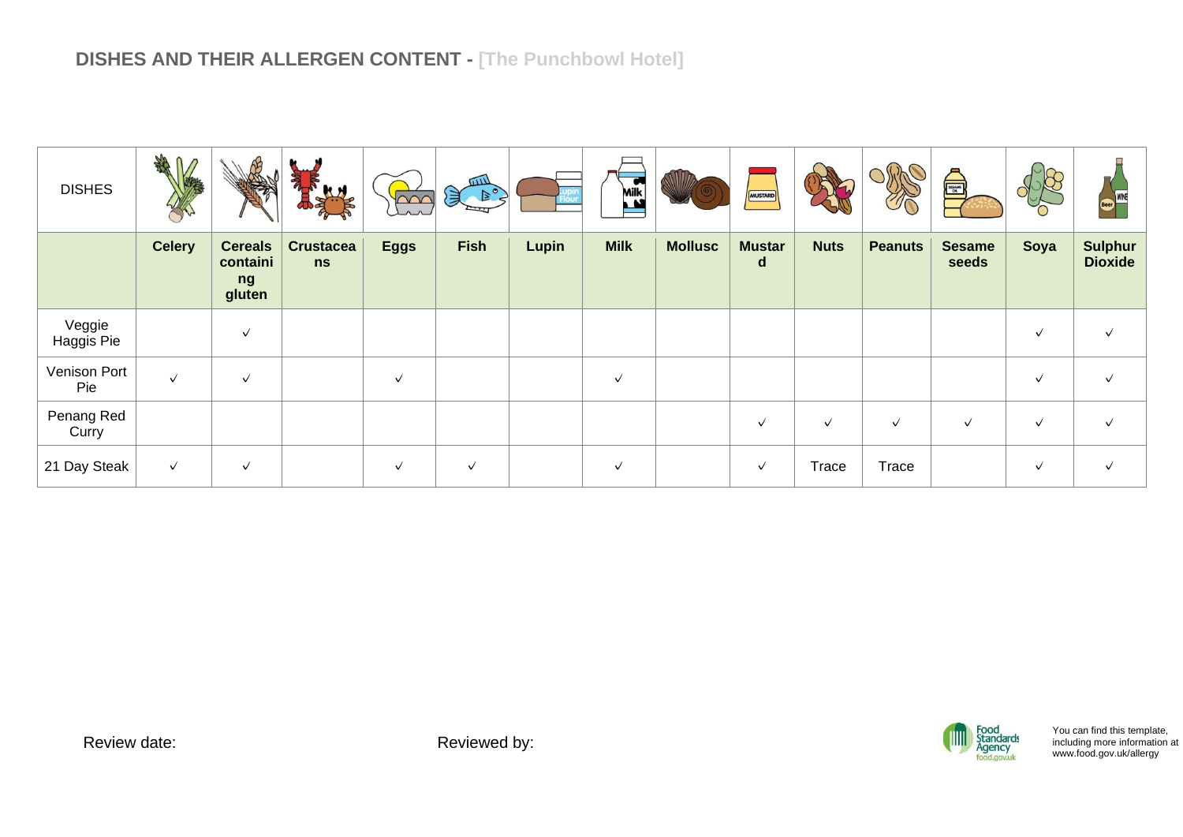## DISHES AND THEIR ALLERGEN CONTENT - [The Punchbowl Hotel]

| DISHES | Celery | Cereals containing gluten | Crustaceans | Eggs | Fish | Lupin | Milk | Mollusc | Mustard | Nuts | Peanuts | Sesame seeds | Soya | Sulphur Dioxide |
|---|---|---|---|---|---|---|---|---|---|---|---|---|---|---|
| Veggie Haggis Pie | | ✓ | | | | | | | | | | | ✓ | ✓ |
| Venison Port Pie | ✓ | ✓ | | ✓ | | | ✓ | | | | | | ✓ | ✓ |
| Penang Red Curry | | | | | | | | | ✓ | ✓ | ✓ | ✓ | ✓ | ✓ |
| 21 Day Steak | ✓ | ✓ | | ✓ | ✓ | | ✓ | | ✓ | Trace | Trace | | ✓ | ✓ |

Review date:

Reviewed by:

You can find this template, including more information at www.food.gov.uk/allergy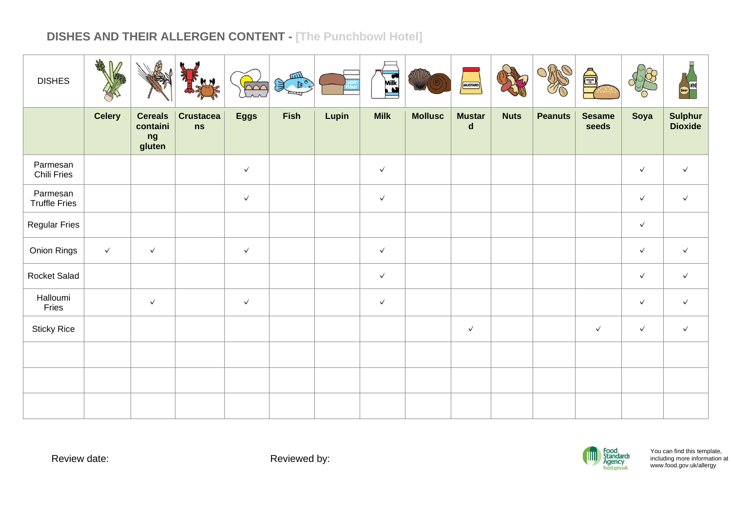## DISHES AND THEIR ALLERGEN CONTENT - [The Punchbowl Hotel]

| DISHES | Celery | Cereals containing gluten | Crustaceans | Eggs | Fish | Lupin | Milk | Mollusc | Mustard | Nuts | Peanuts | Sesame seeds | Soya | Sulphur Dioxide |
|---|---|---|---|---|---|---|---|---|---|---|---|---|---|---|
| Parmesan Chili Fries | | | | ✓ | | | ✓ | | | | | | ✓ | ✓ |
| Parmesan Truffle Fries | | | | ✓ | | | ✓ | | | | | | ✓ | ✓ |
| Regular Fries | | | | | | | | | | | | | ✓ | |
| Onion Rings | ✓ | ✓ | | ✓ | | | ✓ | | | | | | ✓ | ✓ |
| Rocket Salad | | | | | | | ✓ | | | | | | ✓ | ✓ |
| Halloumi Fries | | ✓ | | ✓ | | | ✓ | | | | | | ✓ | ✓ |
| Sticky Rice | | | | | | | | | ✓ | | | ✓ | ✓ | ✓ |
| | | | | | | | | | | | | | | |
| | | | | | | | | | | | | | | |
| | | | | | | | | | | | | | | |

Review date:

Reviewed by:

Food Standards Agency food.gov.uk

You can find this template, including more information at www.food.gov.uk/allergy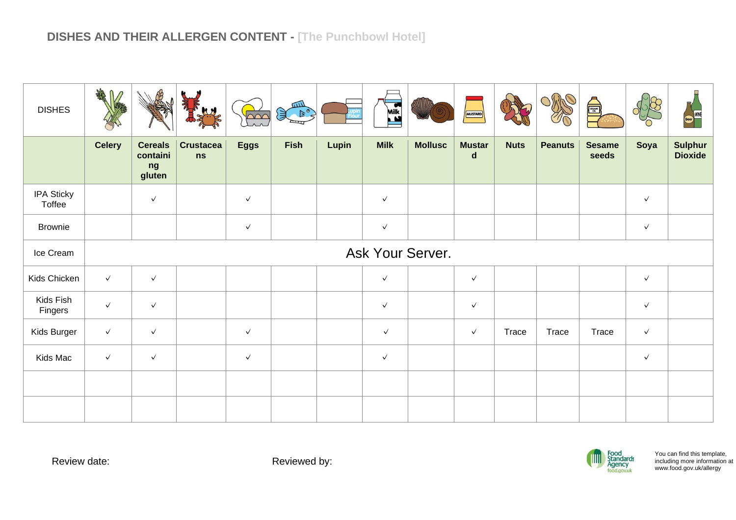## DISHES AND THEIR ALLERGEN CONTENT - [The Punchbowl Hotel]

| DISHES | Celery | Cereals containing gluten | Crustaceans | Eggs | Fish | Lupin | Milk | Mollusc | Mustard | Nuts | Peanuts | Sesame seeds | Soya | Sulphur Dioxide |
|---|---|---|---|---|---|---|---|---|---|---|---|---|---|---|
| IPA Sticky Toffee | | ✓ | | ✓ | | | ✓ | | | | | | ✓ | |
| Brownie | | | | ✓ | | | ✓ | | | | | | ✓ | |
| Ice Cream | Ask Your Server. | | | | | | | | | | | | | |
| Kids Chicken | ✓ | ✓ | | | | | ✓ | | ✓ | | | | ✓ | |
| Kids Fish Fingers | ✓ | ✓ | | | | | ✓ | | ✓ | | | | ✓ | |
| Kids Burger | ✓ | ✓ | | ✓ | | | ✓ | | ✓ | Trace | Trace | Trace | ✓ | |
| Kids Mac | ✓ | ✓ | | ✓ | | | ✓ | | | | | | ✓ | |
| | | | | | | | | | | | | | | |
| | | | | | | | | | | | | | | |

Review date:

Reviewed by:

Food Standards Agency food.gov.uk

You can find this template, including more information at www.food.gov.uk/allergy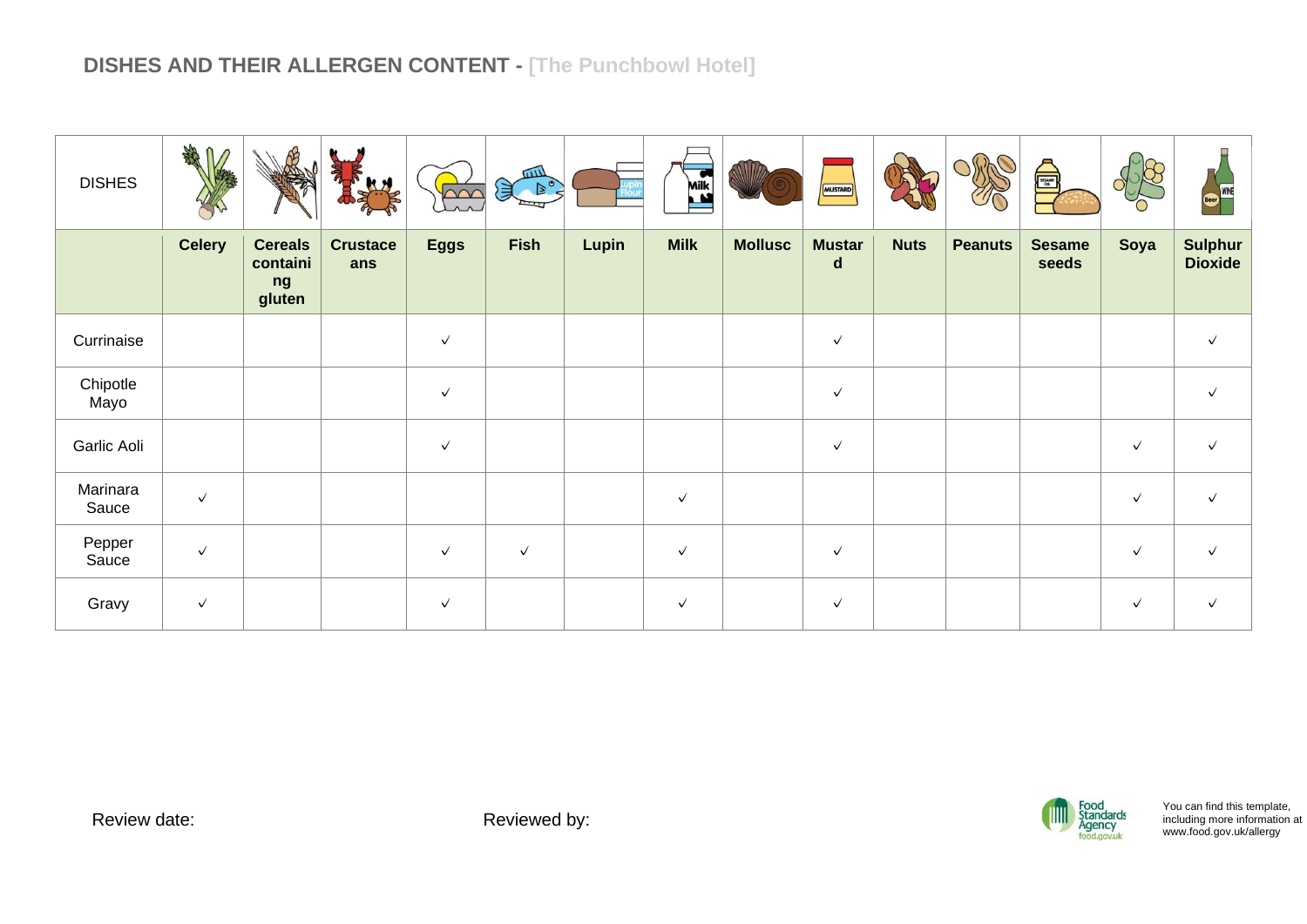## DISHES AND THEIR ALLERGEN CONTENT - [The Punchbowl Hotel]

| DISHES | Celery | Cereals containing gluten | Crustaceans | Eggs | Fish | Lupin | Milk | Mollusc | Mustard | Nuts | Peanuts | Sesame seeds | Soya | Sulphur Dioxide |
|---|---|---|---|---|---|---|---|---|---|---|---|---|---|---|
| Currinaise | | | | ✓ | | | | | ✓ | | | | | ✓ |
| Chipotle Mayo | | | | ✓ | | | | | ✓ | | | | | ✓ |
| Garlic Aoli | | | | ✓ | | | | | ✓ | | | | ✓ | ✓ |
| Marinara Sauce | ✓ | | | | | | ✓ | | | | | | ✓ | ✓ |
| Pepper Sauce | ✓ | | | ✓ | ✓ | | ✓ | | ✓ | | | | ✓ | ✓ |
| Gravy | ✓ | | | ✓ | | | ✓ | | ✓ | | | | ✓ | ✓ |

Review date:

Reviewed by:

Food Standards Agency food.gov.uk

You can find this template, including more information at www.food.gov.uk/allergy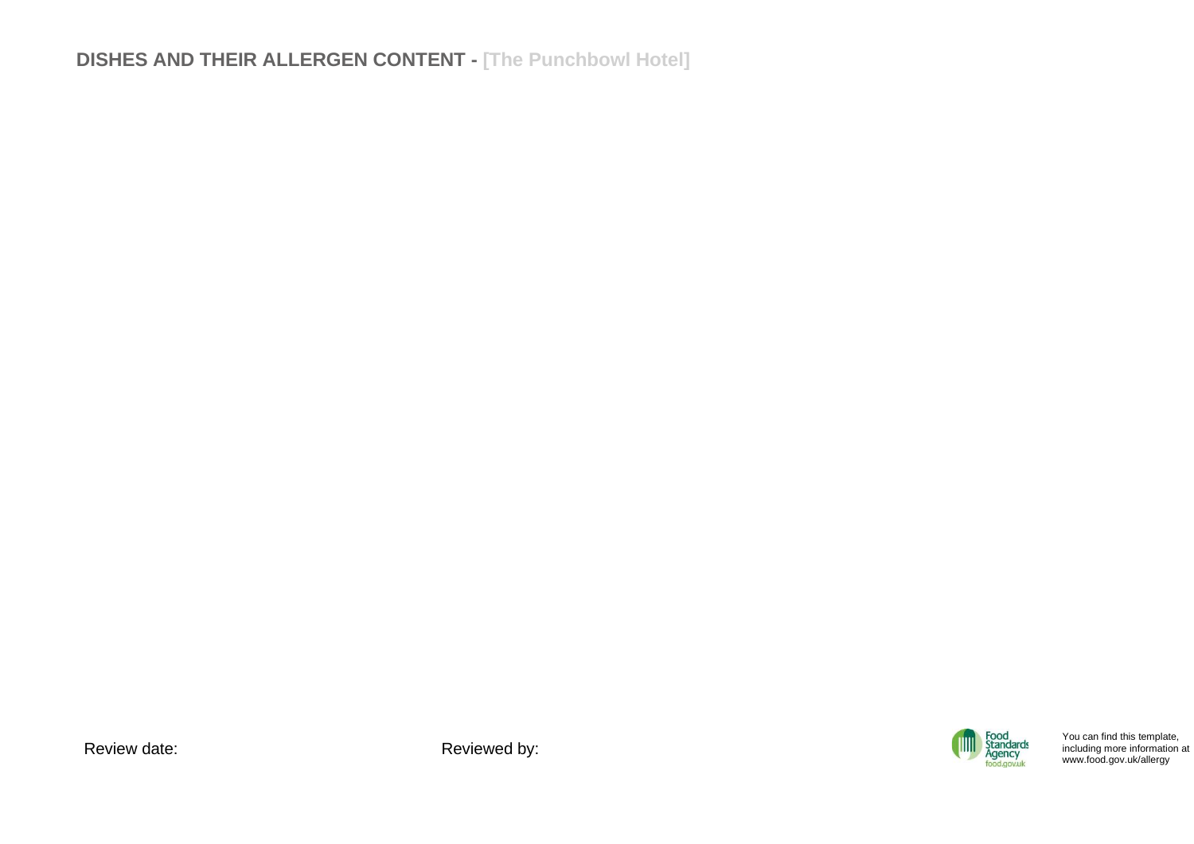# DISHES AND THEIR ALLERGEN CONTENT - [The Punchbowl Hotel]

Review date:

Reviewed by:

Food Standards Agency
food.gov.uk

You can find this template, including more information at www.food.gov.uk/allergy